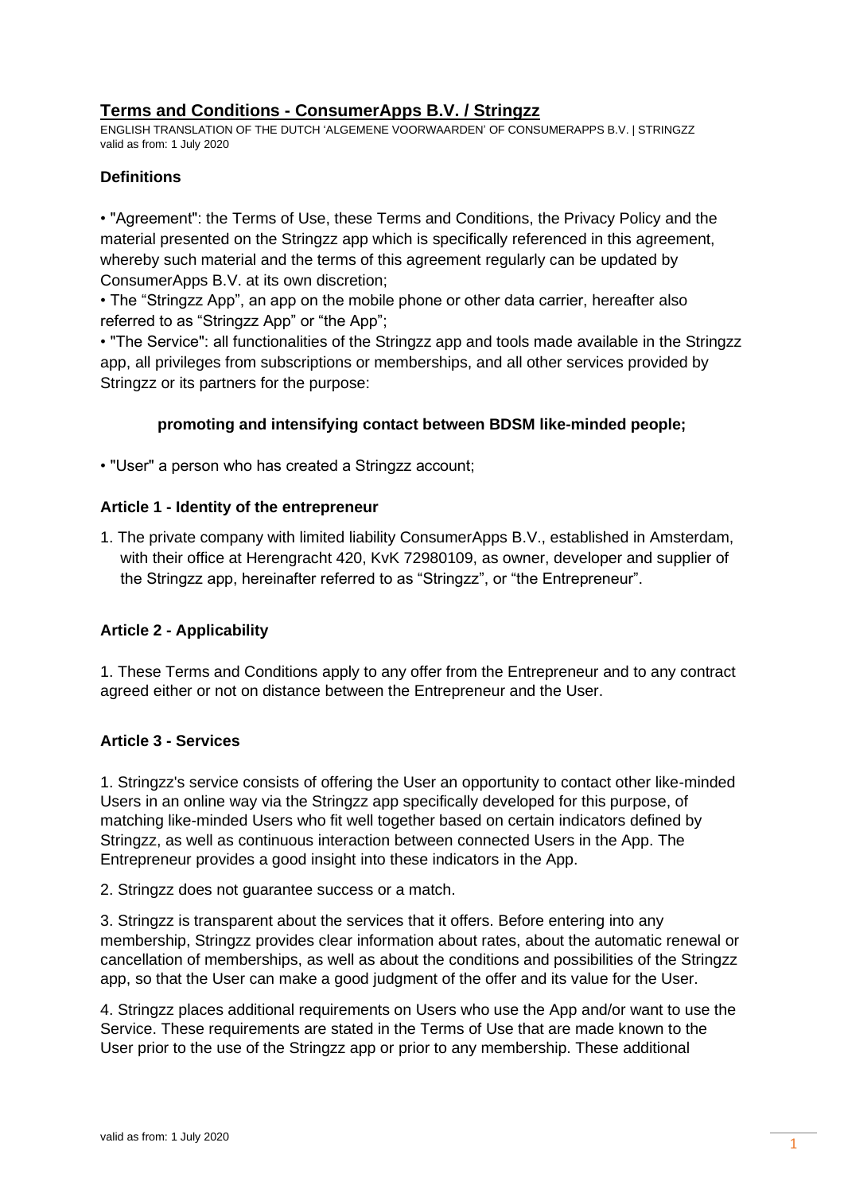# Terms and Conditions - ConsumerApps B.V. / Stringzz

ENGLISH TRANSLATION OF THE DUTCH 'ALGEMENE VOORWAARDEN' OF CONSUMERAPPS B.V. | STRINGZZ
valid as from: 1 July 2020

### Definitions

• "Agreement": the Terms of Use, these Terms and Conditions, the Privacy Policy and the material presented on the Stringzz app which is specifically referenced in this agreement, whereby such material and the terms of this agreement regularly can be updated by ConsumerApps B.V. at its own discretion;

• The "Stringzz App", an app on the mobile phone or other data carrier, hereafter also referred to as "Stringzz App" or "the App";

• "The Service": all functionalities of the Stringzz app and tools made available in the Stringzz app, all privileges from subscriptions or memberships, and all other services provided by Stringzz or its partners for the purpose:

**promoting and intensifying contact between BDSM like-minded people;**

• "User" a person who has created a Stringzz account;

### Article 1 - Identity of the entrepreneur

1. The private company with limited liability ConsumerApps B.V., established in Amsterdam, with their office at Herengracht 420, KvK 72980109, as owner, developer and supplier of the Stringzz app, hereinafter referred to as "Stringzz", or "the Entrepreneur".

### Article 2 - Applicability

1. These Terms and Conditions apply to any offer from the Entrepreneur and to any contract agreed either or not on distance between the Entrepreneur and the User.

### Article 3 - Services

1. Stringzz's service consists of offering the User an opportunity to contact other like-minded Users in an online way via the Stringzz app specifically developed for this purpose, of matching like-minded Users who fit well together based on certain indicators defined by Stringzz, as well as continuous interaction between connected Users in the App. The Entrepreneur provides a good insight into these indicators in the App.

2. Stringzz does not guarantee success or a match.

3. Stringzz is transparent about the services that it offers. Before entering into any membership, Stringzz provides clear information about rates, about the automatic renewal or cancellation of memberships, as well as about the conditions and possibilities of the Stringzz app, so that the User can make a good judgment of the offer and its value for the User.

4. Stringzz places additional requirements on Users who use the App and/or want to use the Service. These requirements are stated in the Terms of Use that are made known to the User prior to the use of the Stringzz app or prior to any membership. These additional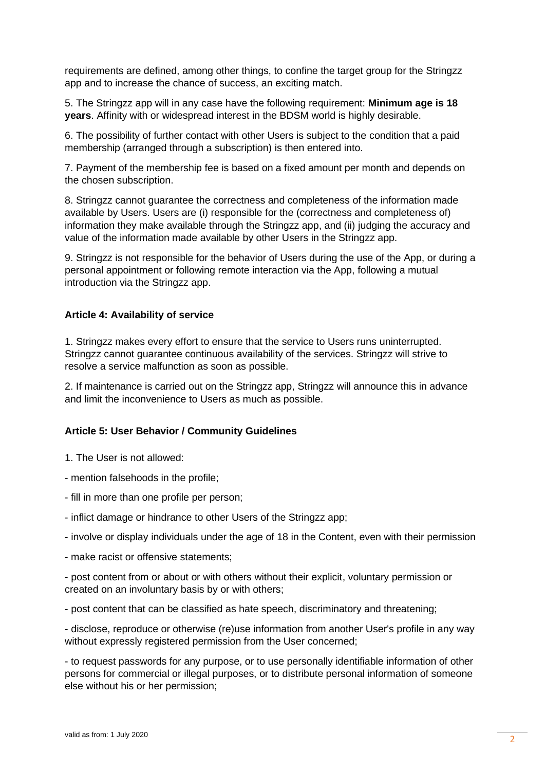requirements are defined, among other things, to confine the target group for the Stringzz app and to increase the chance of success, an exciting match.

5. The Stringzz app will in any case have the following requirement: **Minimum age is 18 years**. Affinity with or widespread interest in the BDSM world is highly desirable.

6. The possibility of further contact with other Users is subject to the condition that a paid membership (arranged through a subscription) is then entered into.

7. Payment of the membership fee is based on a fixed amount per month and depends on the chosen subscription.

8. Stringzz cannot guarantee the correctness and completeness of the information made available by Users. Users are (i) responsible for the (correctness and completeness of) information they make available through the Stringzz app, and (ii) judging the accuracy and value of the information made available by other Users in the Stringzz app.

9. Stringzz is not responsible for the behavior of Users during the use of the App, or during a personal appointment or following remote interaction via the App, following a mutual introduction via the Stringzz app.

**Article 4: Availability of service**

1. Stringzz makes every effort to ensure that the service to Users runs uninterrupted. Stringzz cannot guarantee continuous availability of the services. Stringzz will strive to resolve a service malfunction as soon as possible.

2. If maintenance is carried out on the Stringzz app, Stringzz will announce this in advance and limit the inconvenience to Users as much as possible.

**Article 5: User Behavior / Community Guidelines**

1. The User is not allowed:

- mention falsehoods in the profile;

- fill in more than one profile per person;

- inflict damage or hindrance to other Users of the Stringzz app;

- involve or display individuals under the age of 18 in the Content, even with their permission

- make racist or offensive statements;

- post content from or about or with others without their explicit, voluntary permission or created on an involuntary basis by or with others;

- post content that can be classified as hate speech, discriminatory and threatening;

- disclose, reproduce or otherwise (re)use information from another User's profile in any way without expressly registered permission from the User concerned;

- to request passwords for any purpose, or to use personally identifiable information of other persons for commercial or illegal purposes, or to distribute personal information of someone else without his or her permission;

valid as from: 1 July 2020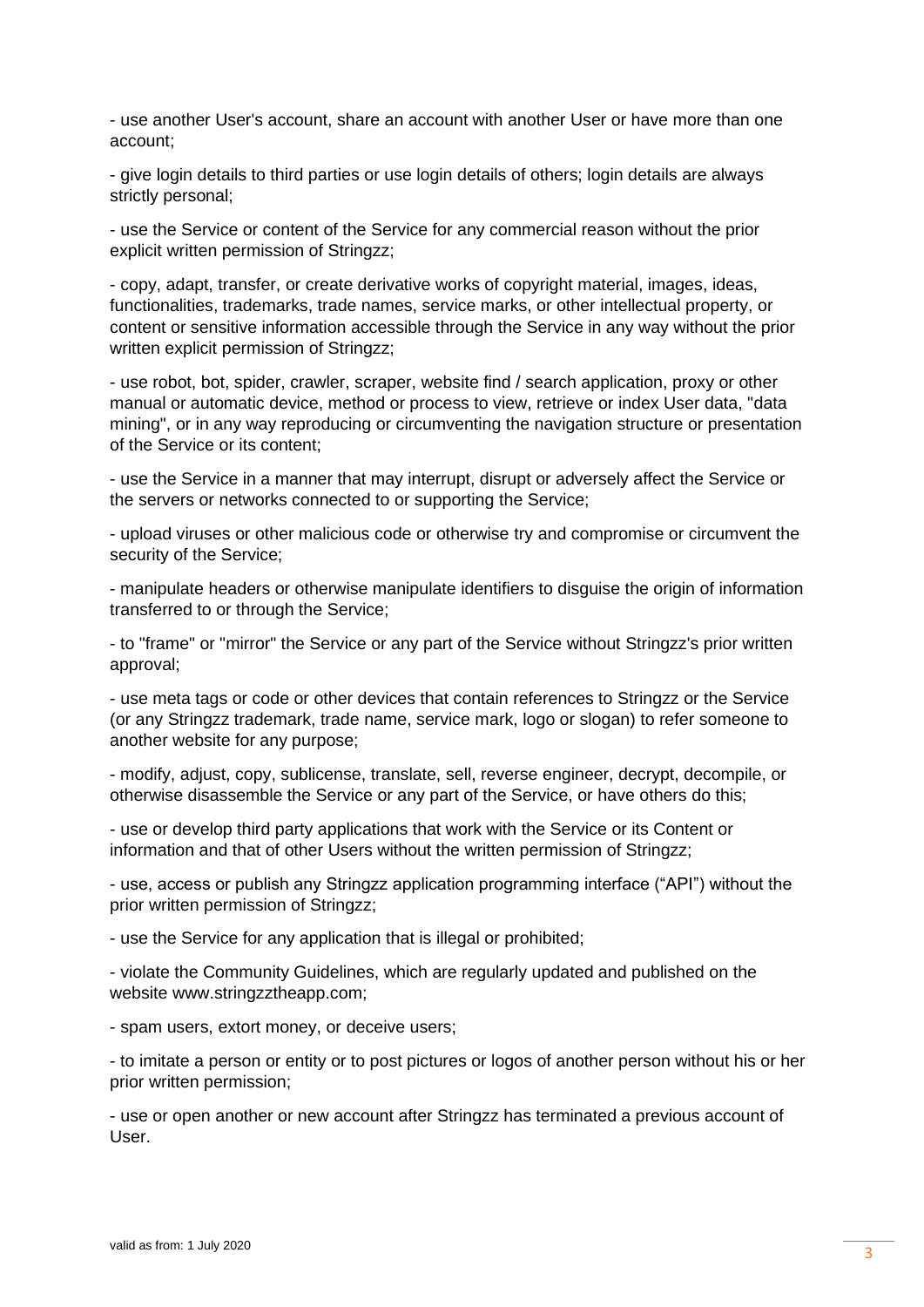- use another User's account, share an account with another User or have more than one account;

- give login details to third parties or use login details of others; login details are always strictly personal;

- use the Service or content of the Service for any commercial reason without the prior explicit written permission of Stringzz;

- copy, adapt, transfer, or create derivative works of copyright material, images, ideas, functionalities, trademarks, trade names, service marks, or other intellectual property, or content or sensitive information accessible through the Service in any way without the prior written explicit permission of Stringzz;

- use robot, bot, spider, crawler, scraper, website find / search application, proxy or other manual or automatic device, method or process to view, retrieve or index User data, "data mining", or in any way reproducing or circumventing the navigation structure or presentation of the Service or its content;

- use the Service in a manner that may interrupt, disrupt or adversely affect the Service or the servers or networks connected to or supporting the Service;

- upload viruses or other malicious code or otherwise try and compromise or circumvent the security of the Service;

- manipulate headers or otherwise manipulate identifiers to disguise the origin of information transferred to or through the Service;

- to "frame" or "mirror" the Service or any part of the Service without Stringzz's prior written approval;

- use meta tags or code or other devices that contain references to Stringzz or the Service (or any Stringzz trademark, trade name, service mark, logo or slogan) to refer someone to another website for any purpose;

- modify, adjust, copy, sublicense, translate, sell, reverse engineer, decrypt, decompile, or otherwise disassemble the Service or any part of the Service, or have others do this;

- use or develop third party applications that work with the Service or its Content or information and that of other Users without the written permission of Stringzz;

- use, access or publish any Stringzz application programming interface ("API") without the prior written permission of Stringzz;

- use the Service for any application that is illegal or prohibited;

- violate the Community Guidelines, which are regularly updated and published on the website www.stringzztheapp.com;

- spam users, extort money, or deceive users;

- to imitate a person or entity or to post pictures or logos of another person without his or her prior written permission;

- use or open another or new account after Stringzz has terminated a previous account of User.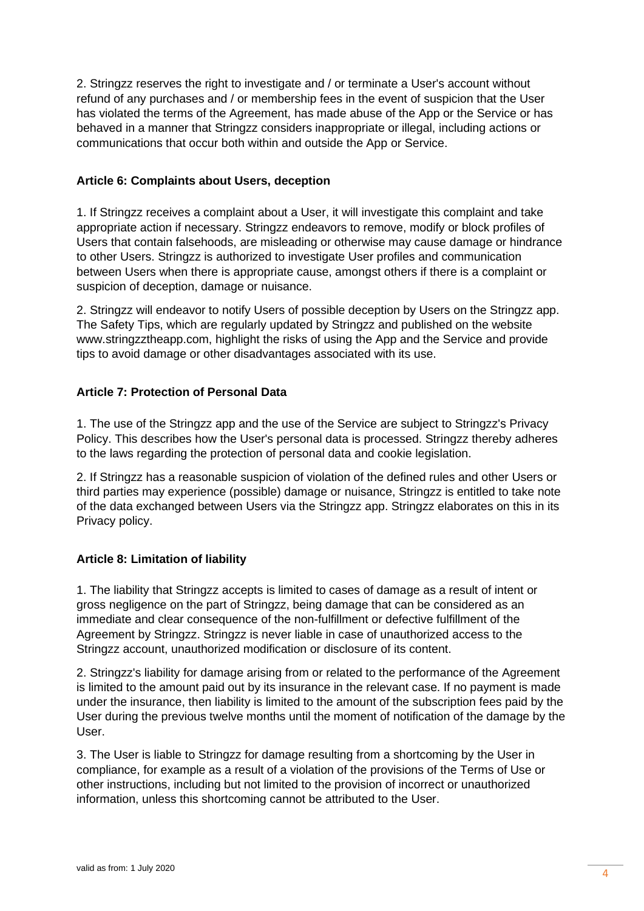2. Stringzz reserves the right to investigate and / or terminate a User's account without refund of any purchases and / or membership fees in the event of suspicion that the User has violated the terms of the Agreement, has made abuse of the App or the Service or has behaved in a manner that Stringzz considers inappropriate or illegal, including actions or communications that occur both within and outside the App or Service.

**Article 6: Complaints about Users, deception**

1. If Stringzz receives a complaint about a User, it will investigate this complaint and take appropriate action if necessary. Stringzz endeavors to remove, modify or block profiles of Users that contain falsehoods, are misleading or otherwise may cause damage or hindrance to other Users. Stringzz is authorized to investigate User profiles and communication between Users when there is appropriate cause, amongst others if there is a complaint or suspicion of deception, damage or nuisance.

2. Stringzz will endeavor to notify Users of possible deception by Users on the Stringzz app. The Safety Tips, which are regularly updated by Stringzz and published on the website www.stringzztheapp.com, highlight the risks of using the App and the Service and provide tips to avoid damage or other disadvantages associated with its use.

**Article 7: Protection of Personal Data**

1. The use of the Stringzz app and the use of the Service are subject to Stringzz's Privacy Policy. This describes how the User's personal data is processed. Stringzz thereby adheres to the laws regarding the protection of personal data and cookie legislation.

2. If Stringzz has a reasonable suspicion of violation of the defined rules and other Users or third parties may experience (possible) damage or nuisance, Stringzz is entitled to take note of the data exchanged between Users via the Stringzz app. Stringzz elaborates on this in its Privacy policy.

**Article 8: Limitation of liability**

1. The liability that Stringzz accepts is limited to cases of damage as a result of intent or gross negligence on the part of Stringzz, being damage that can be considered as an immediate and clear consequence of the non-fulfillment or defective fulfillment of the Agreement by Stringzz. Stringzz is never liable in case of unauthorized access to the Stringzz account, unauthorized modification or disclosure of its content.

2. Stringzz's liability for damage arising from or related to the performance of the Agreement is limited to the amount paid out by its insurance in the relevant case. If no payment is made under the insurance, then liability is limited to the amount of the subscription fees paid by the User during the previous twelve months until the moment of notification of the damage by the User.

3. The User is liable to Stringzz for damage resulting from a shortcoming by the User in compliance, for example as a result of a violation of the provisions of the Terms of Use or other instructions, including but not limited to the provision of incorrect or unauthorized information, unless this shortcoming cannot be attributed to the User.

valid as from: 1 July 2020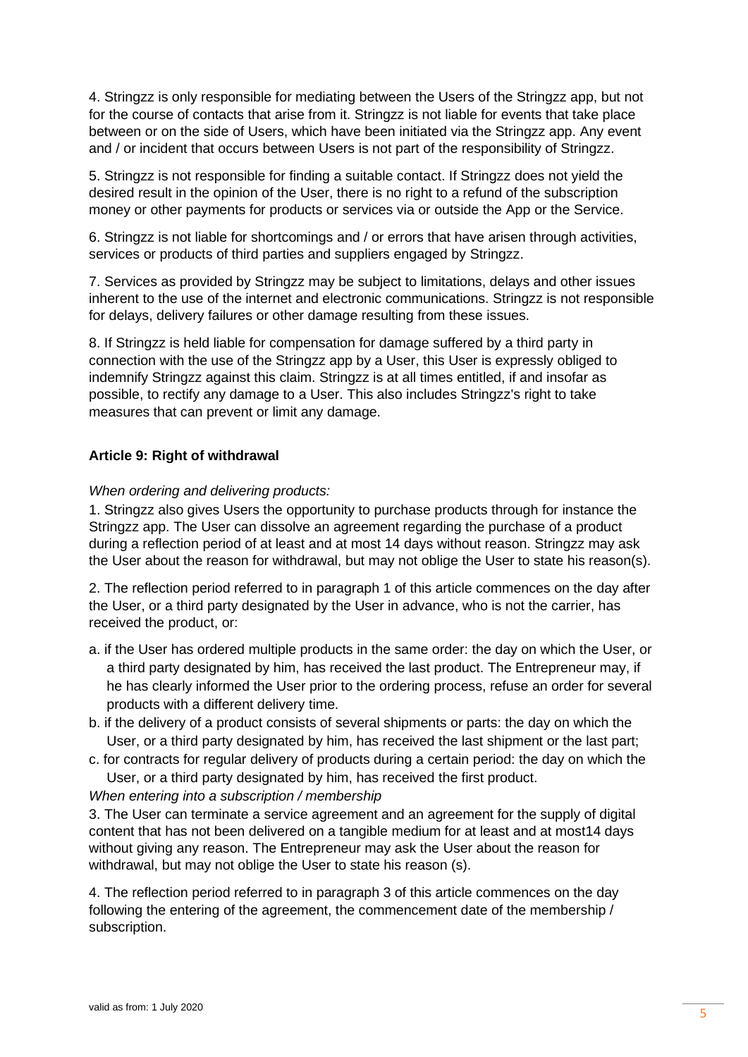4. Stringzz is only responsible for mediating between the Users of the Stringzz app, but not for the course of contacts that arise from it. Stringzz is not liable for events that take place between or on the side of Users, which have been initiated via the Stringzz app. Any event and / or incident that occurs between Users is not part of the responsibility of Stringzz.

5. Stringzz is not responsible for finding a suitable contact. If Stringzz does not yield the desired result in the opinion of the User, there is no right to a refund of the subscription money or other payments for products or services via or outside the App or the Service.

6. Stringzz is not liable for shortcomings and / or errors that have arisen through activities, services or products of third parties and suppliers engaged by Stringzz.

7. Services as provided by Stringzz may be subject to limitations, delays and other issues inherent to the use of the internet and electronic communications. Stringzz is not responsible for delays, delivery failures or other damage resulting from these issues.

8. If Stringzz is held liable for compensation for damage suffered by a third party in connection with the use of the Stringzz app by a User, this User is expressly obliged to indemnify Stringzz against this claim. Stringzz is at all times entitled, if and insofar as possible, to rectify any damage to a User. This also includes Stringzz's right to take measures that can prevent or limit any damage.

**Article 9: Right of withdrawal**

*When ordering and delivering products:*

1. Stringzz also gives Users the opportunity to purchase products through for instance the Stringzz app. The User can dissolve an agreement regarding the purchase of a product during a reflection period of at least and at most 14 days without reason. Stringzz may ask the User about the reason for withdrawal, but may not oblige the User to state his reason(s).

2. The reflection period referred to in paragraph 1 of this article commences on the day after the User, or a third party designated by the User in advance, who is not the carrier, has received the product, or:

a. if the User has ordered multiple products in the same order: the day on which the User, or a third party designated by him, has received the last product. The Entrepreneur may, if he has clearly informed the User prior to the ordering process, refuse an order for several products with a different delivery time.

b. if the delivery of a product consists of several shipments or parts: the day on which the User, or a third party designated by him, has received the last shipment or the last part;

c. for contracts for regular delivery of products during a certain period: the day on which the User, or a third party designated by him, has received the first product.

*When entering into a subscription / membership*

3. The User can terminate a service agreement and an agreement for the supply of digital content that has not been delivered on a tangible medium for at least and at most14 days without giving any reason. The Entrepreneur may ask the User about the reason for withdrawal, but may not oblige the User to state his reason (s).

4. The reflection period referred to in paragraph 3 of this article commences on the day following the entering of the agreement, the commencement date of the membership / subscription.

valid as from: 1 July 2020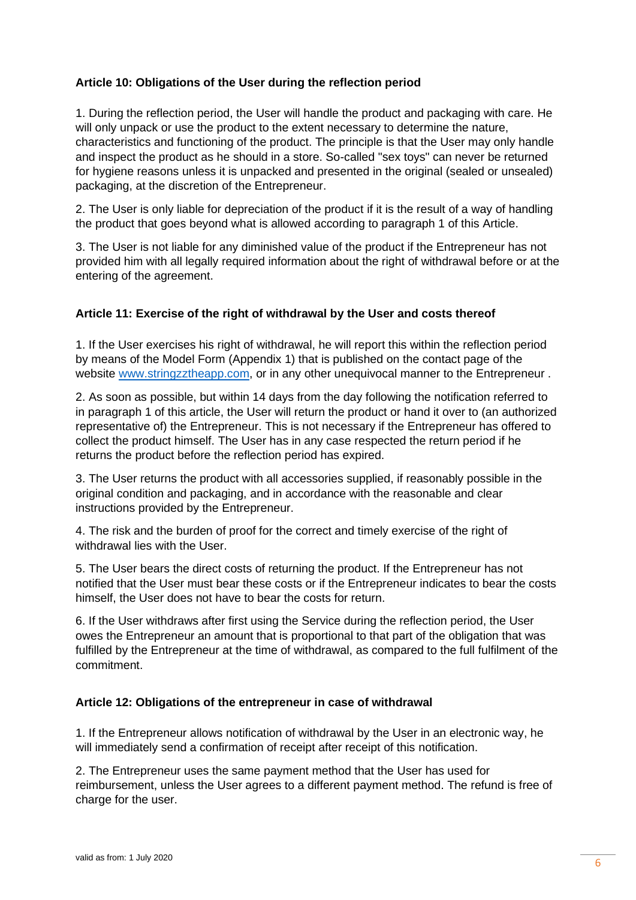**Article 10: Obligations of the User during the reflection period**

1. During the reflection period, the User will handle the product and packaging with care. He will only unpack or use the product to the extent necessary to determine the nature, characteristics and functioning of the product. The principle is that the User may only handle and inspect the product as he should in a store. So-called "sex toys" can never be returned for hygiene reasons unless it is unpacked and presented in the original (sealed or unsealed) packaging, at the discretion of the Entrepreneur.

2. The User is only liable for depreciation of the product if it is the result of a way of handling the product that goes beyond what is allowed according to paragraph 1 of this Article.

3. The User is not liable for any diminished value of the product if the Entrepreneur has not provided him with all legally required information about the right of withdrawal before or at the entering of the agreement.

**Article 11: Exercise of the right of withdrawal by the User and costs thereof**

1. If the User exercises his right of withdrawal, he will report this within the reflection period by means of the Model Form (Appendix 1) that is published on the contact page of the website [www.stringzztheapp.com](http://www.stringzztheapp.com), or in any other unequivocal manner to the Entrepreneur .

2. As soon as possible, but within 14 days from the day following the notification referred to in paragraph 1 of this article, the User will return the product or hand it over to (an authorized representative of) the Entrepreneur. This is not necessary if the Entrepreneur has offered to collect the product himself. The User has in any case respected the return period if he returns the product before the reflection period has expired.

3. The User returns the product with all accessories supplied, if reasonably possible in the original condition and packaging, and in accordance with the reasonable and clear instructions provided by the Entrepreneur.

4. The risk and the burden of proof for the correct and timely exercise of the right of withdrawal lies with the User.

5. The User bears the direct costs of returning the product. If the Entrepreneur has not notified that the User must bear these costs or if the Entrepreneur indicates to bear the costs himself, the User does not have to bear the costs for return.

6. If the User withdraws after first using the Service during the reflection period, the User owes the Entrepreneur an amount that is proportional to that part of the obligation that was fulfilled by the Entrepreneur at the time of withdrawal, as compared to the full fulfilment of the commitment.

**Article 12: Obligations of the entrepreneur in case of withdrawal**

1. If the Entrepreneur allows notification of withdrawal by the User in an electronic way, he will immediately send a confirmation of receipt after receipt of this notification.

2. The Entrepreneur uses the same payment method that the User has used for reimbursement, unless the User agrees to a different payment method. The refund is free of charge for the user.

valid as from: 1 July 2020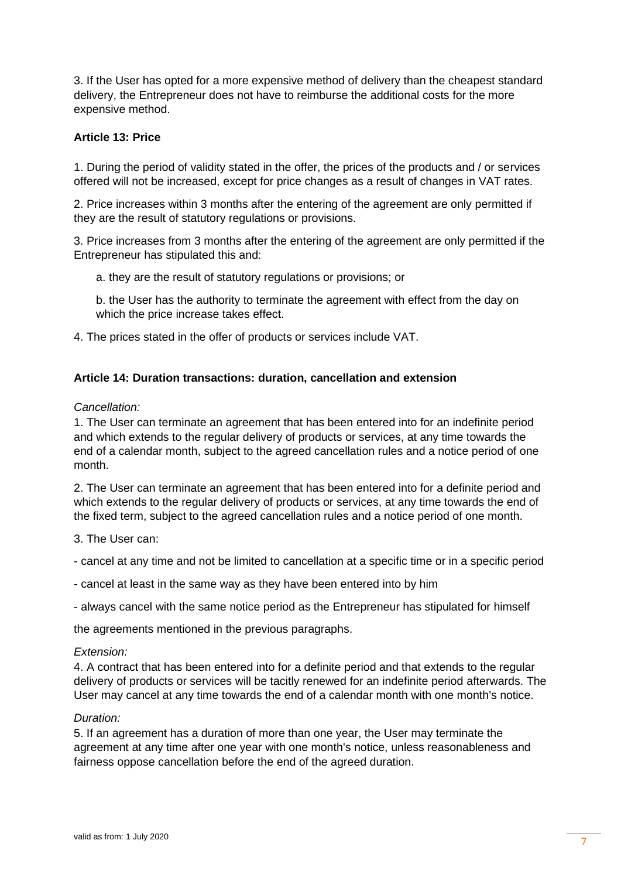3. If the User has opted for a more expensive method of delivery than the cheapest standard delivery, the Entrepreneur does not have to reimburse the additional costs for the more expensive method.

**Article 13: Price**

1. During the period of validity stated in the offer, the prices of the products and / or services offered will not be increased, except for price changes as a result of changes in VAT rates.

2. Price increases within 3 months after the entering of the agreement are only permitted if they are the result of statutory regulations or provisions.

3. Price increases from 3 months after the entering of the agreement are only permitted if the Entrepreneur has stipulated this and:

   a. they are the result of statutory regulations or provisions; or

   b. the User has the authority to terminate the agreement with effect from the day on which the price increase takes effect.

4. The prices stated in the offer of products or services include VAT.

**Article 14: Duration transactions: duration, cancellation and extension**

*Cancellation:*

1. The User can terminate an agreement that has been entered into for an indefinite period and which extends to the regular delivery of products or services, at any time towards the end of a calendar month, subject to the agreed cancellation rules and a notice period of one month.

2. The User can terminate an agreement that has been entered into for a definite period and which extends to the regular delivery of products or services, at any time towards the end of the fixed term, subject to the agreed cancellation rules and a notice period of one month.

3. The User can:

- cancel at any time and not be limited to cancellation at a specific time or in a specific period

- cancel at least in the same way as they have been entered into by him

- always cancel with the same notice period as the Entrepreneur has stipulated for himself

the agreements mentioned in the previous paragraphs.

*Extension:*

4. A contract that has been entered into for a definite period and that extends to the regular delivery of products or services will be tacitly renewed for an indefinite period afterwards. The User may cancel at any time towards the end of a calendar month with one month's notice.

*Duration:*

5. If an agreement has a duration of more than one year, the User may terminate the agreement at any time after one year with one month's notice, unless reasonableness and fairness oppose cancellation before the end of the agreed duration.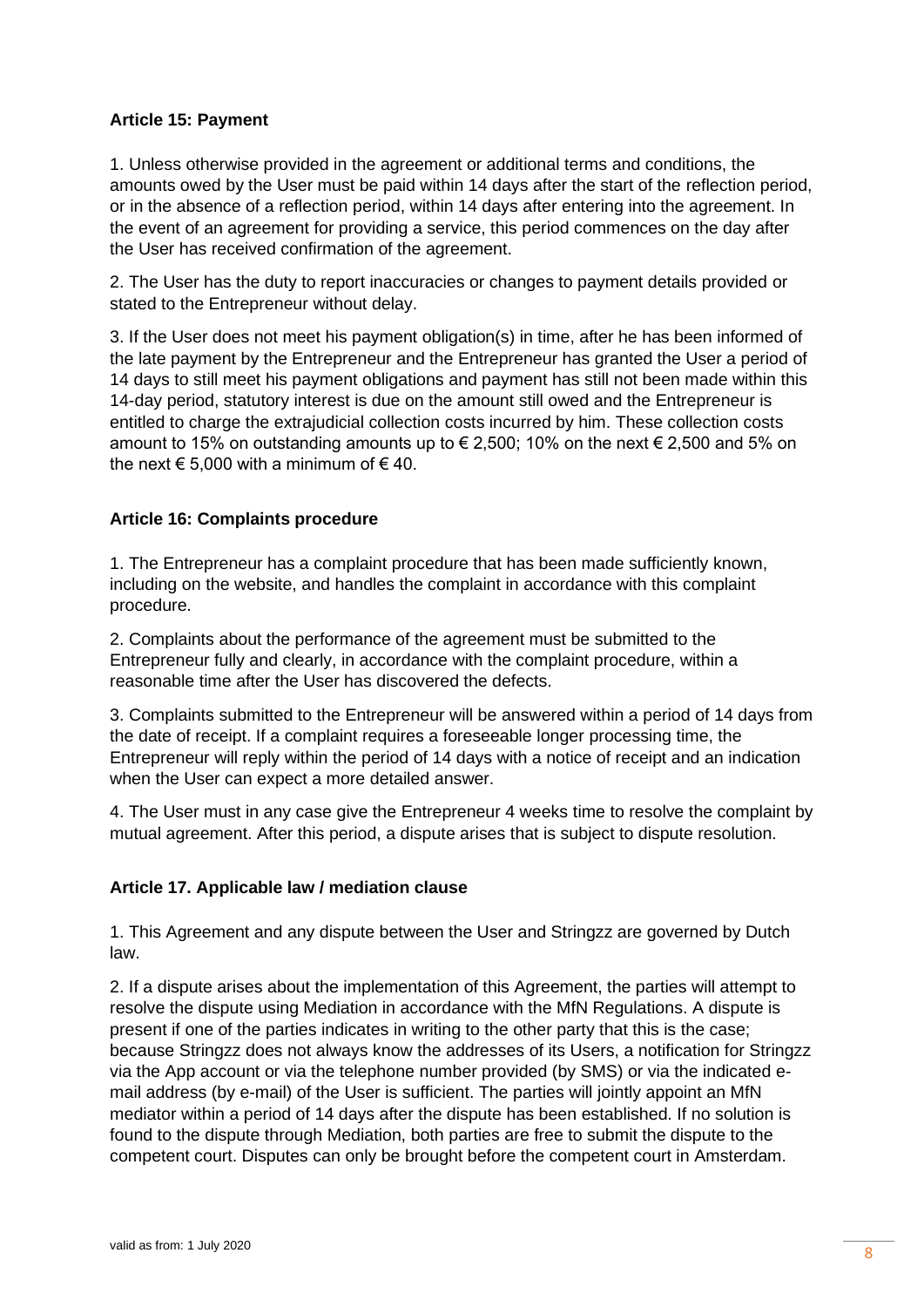**Article 15: Payment**

1. Unless otherwise provided in the agreement or additional terms and conditions, the amounts owed by the User must be paid within 14 days after the start of the reflection period, or in the absence of a reflection period, within 14 days after entering into the agreement. In the event of an agreement for providing a service, this period commences on the day after the User has received confirmation of the agreement.

2. The User has the duty to report inaccuracies or changes to payment details provided or stated to the Entrepreneur without delay.

3. If the User does not meet his payment obligation(s) in time, after he has been informed of the late payment by the Entrepreneur and the Entrepreneur has granted the User a period of 14 days to still meet his payment obligations and payment has still not been made within this 14-day period, statutory interest is due on the amount still owed and the Entrepreneur is entitled to charge the extrajudicial collection costs incurred by him. These collection costs amount to 15% on outstanding amounts up to € 2,500; 10% on the next € 2,500 and 5% on the next € 5,000 with a minimum of € 40.

**Article 16: Complaints procedure**

1. The Entrepreneur has a complaint procedure that has been made sufficiently known, including on the website, and handles the complaint in accordance with this complaint procedure.

2. Complaints about the performance of the agreement must be submitted to the Entrepreneur fully and clearly, in accordance with the complaint procedure, within a reasonable time after the User has discovered the defects.

3. Complaints submitted to the Entrepreneur will be answered within a period of 14 days from the date of receipt. If a complaint requires a foreseeable longer processing time, the Entrepreneur will reply within the period of 14 days with a notice of receipt and an indication when the User can expect a more detailed answer.

4. The User must in any case give the Entrepreneur 4 weeks time to resolve the complaint by mutual agreement. After this period, a dispute arises that is subject to dispute resolution.

**Article 17. Applicable law / mediation clause**

1. This Agreement and any dispute between the User and Stringzz are governed by Dutch law.

2. If a dispute arises about the implementation of this Agreement, the parties will attempt to resolve the dispute using Mediation in accordance with the MfN Regulations. A dispute is present if one of the parties indicates in writing to the other party that this is the case; because Stringzz does not always know the addresses of its Users, a notification for Stringzz via the App account or via the telephone number provided (by SMS) or via the indicated e-mail address (by e-mail) of the User is sufficient. The parties will jointly appoint an MfN mediator within a period of 14 days after the dispute has been established. If no solution is found to the dispute through Mediation, both parties are free to submit the dispute to the competent court. Disputes can only be brought before the competent court in Amsterdam.

valid as from: 1 July 2020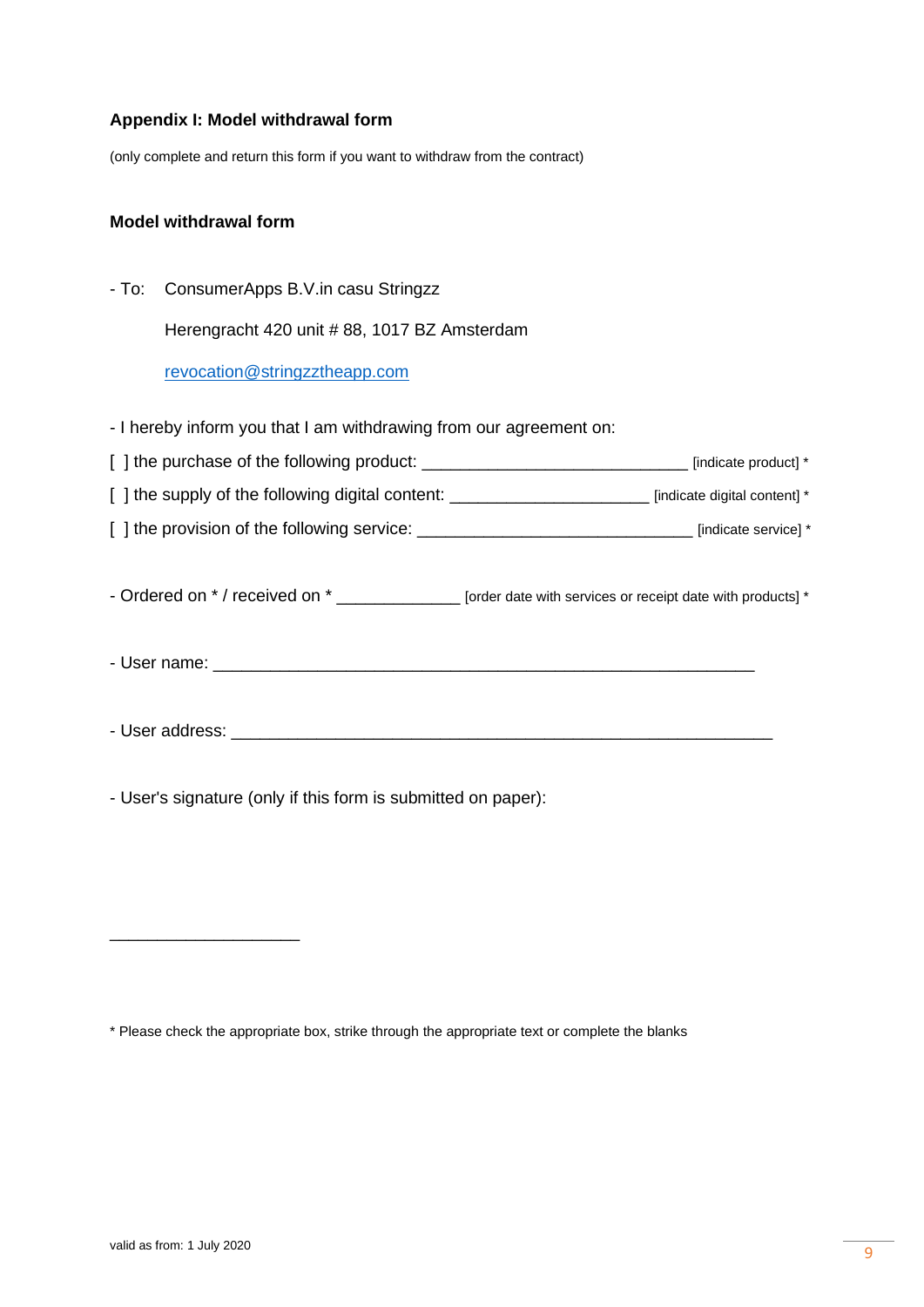### Appendix I: Model withdrawal form

(only complete and return this form if you want to withdraw from the contract)

### Model withdrawal form

- To: ConsumerApps B.V.in casu Stringzz

  Herengracht 420 unit # 88, 1017 BZ Amsterdam

  revocation@stringzztheapp.com

- I hereby inform you that I am withdrawing from our agreement on:

[ ] the purchase of the following product: _____________________________ [indicate product] *

[ ] the supply of the following digital content: _____________________ [indicate digital content] *

[ ] the provision of the following service: ______________________________ [indicate service] *

- Ordered on * / received on * _____________ [order date with services or receipt date with products] *

- User name: ___________________________________________________________

- User address: _________________________________________________________

- User's signature (only if this form is submitted on paper):

____________________

* Please check the appropriate box, strike through the appropriate text or complete the blanks

valid as from: 1 July 2020